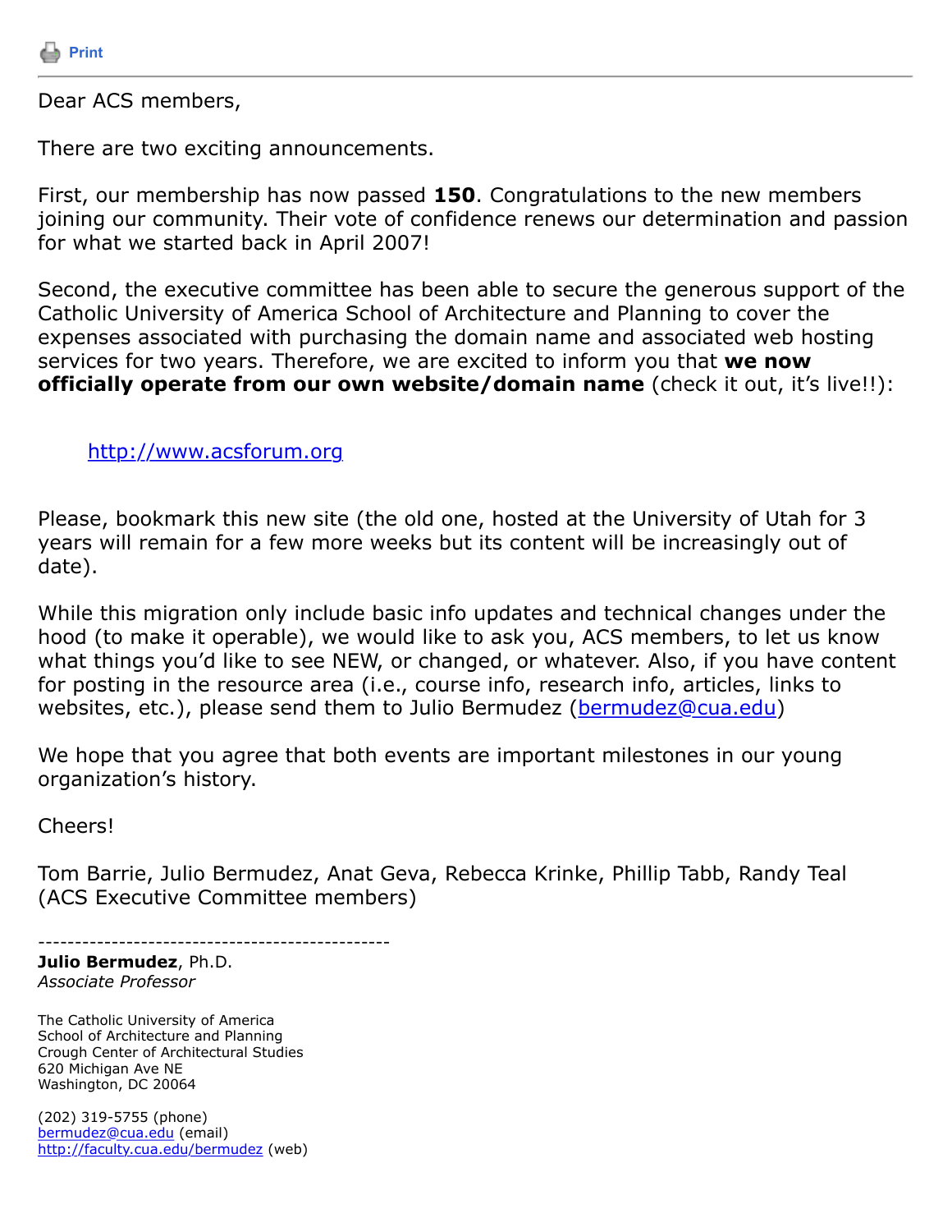Print

---

Dear ACS members,

There are two exciting announcements.

First, our membership has now passed **150**. Congratulations to the new members joining our community. Their vote of confidence renews our determination and passion for what we started back in April 2007!

Second, the executive committee has been able to secure the generous support of the Catholic University of America School of Architecture and Planning to cover the expenses associated with purchasing the domain name and associated web hosting services for two years. Therefore, we are excited to inform you that **we now officially operate from our own website/domain name** (check it out, it's live!!):

http://www.acsforum.org

Please, bookmark this new site (the old one, hosted at the University of Utah for 3 years will remain for a few more weeks but its content will be increasingly out of date).

While this migration only include basic info updates and technical changes under the hood (to make it operable), we would like to ask you, ACS members, to let us know what things you'd like to see NEW, or changed, or whatever. Also, if you have content for posting in the resource area (i.e., course info, research info, articles, links to websites, etc.), please send them to Julio Bermudez (bermudez@cua.edu)

We hope that you agree that both events are important milestones in our young organization's history.

Cheers!

Tom Barrie, Julio Bermudez, Anat Geva, Rebecca Krinke, Phillip Tabb, Randy Teal
(ACS Executive Committee members)

------------------------------------------------

**Julio Bermudez**, Ph.D.
*Associate Professor*

The Catholic University of America
School of Architecture and Planning
Crough Center of Architectural Studies
620 Michigan Ave NE
Washington, DC 20064

(202) 319-5755 (phone)
bermudez@cua.edu (email)
http://faculty.cua.edu/bermudez (web)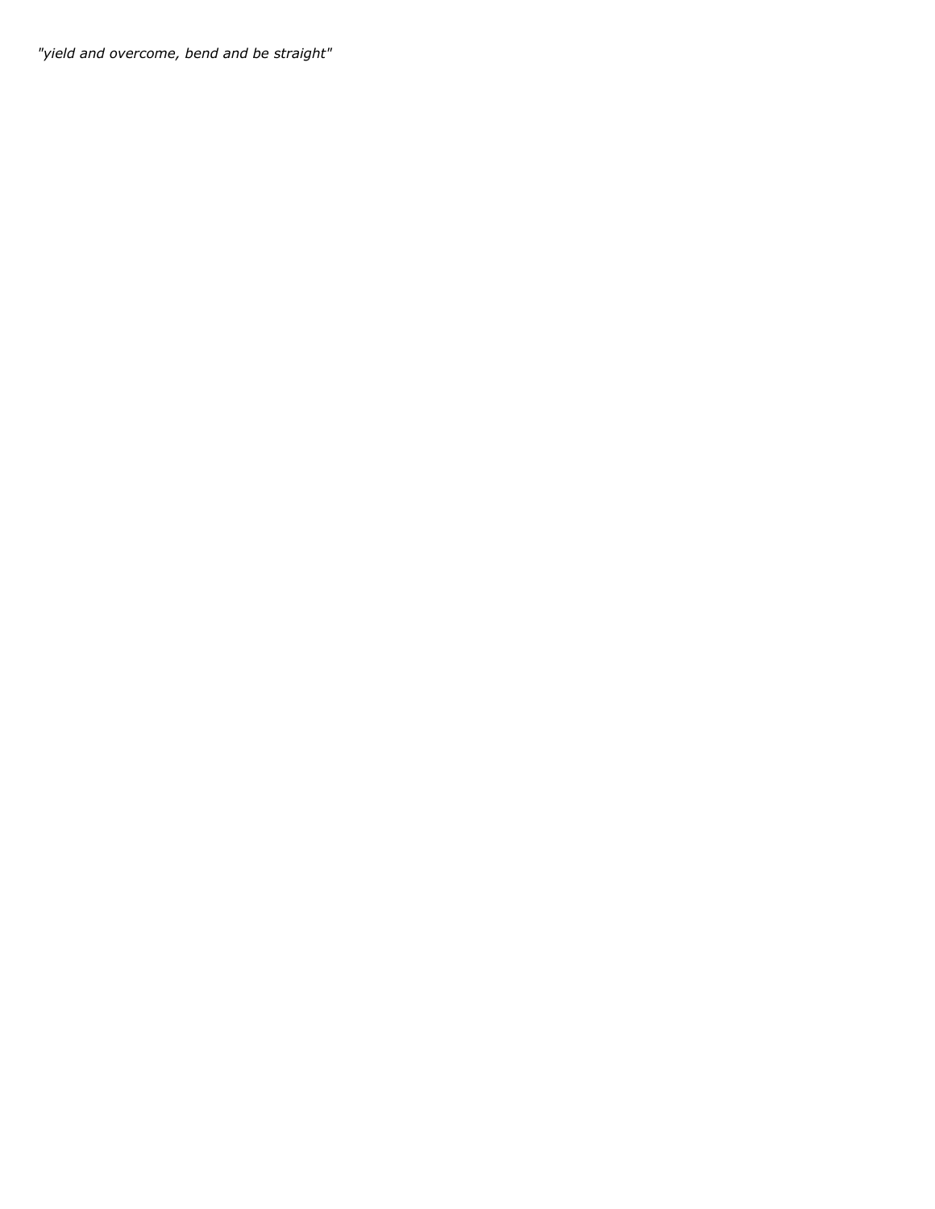*"yield and overcome, bend and be straight"*